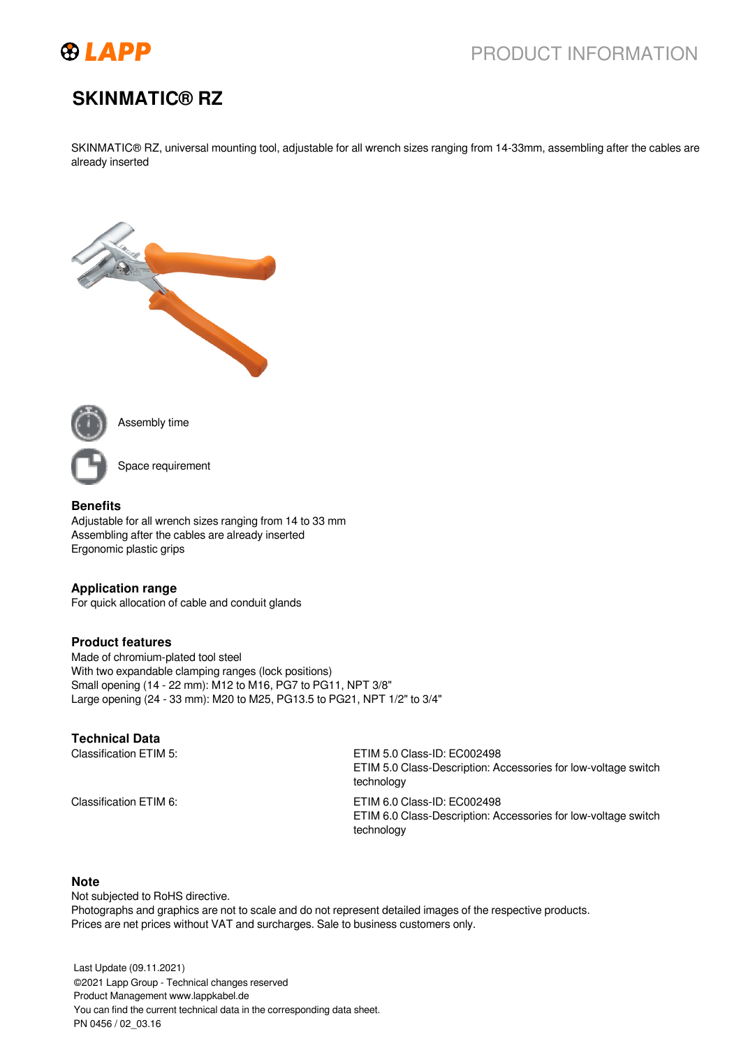# SKINMATIC® RZ

SKINMATIC® RZ, universal mounting tool, adjustable for all wrench sizes ranging from 14-33mm, assembling after the cables are already inserted

Assembly time

Space requirement

## Benefits

Adjustable for all wrench sizes ranging from 14 to 33 mm
Assembling after the cables are already inserted
Ergonomic plastic grips

## Application range

For quick allocation of cable and conduit glands

## Product features

Made of chromium-plated tool steel
With two expandable clamping ranges (lock positions)
Small opening (14 - 22 mm): M12 to M16, PG7 to PG11, NPT 3/8"
Large opening (24 - 33 mm): M20 to M25, PG13.5 to PG21, NPT 1/2" to 3/4"

## Technical Data

| | |
|---|---|
| Classification ETIM 5: | ETIM 5.0 Class-ID: EC002498<br>ETIM 5.0 Class-Description: Accessories for low-voltage switch technology |
| Classification ETIM 6: | ETIM 6.0 Class-ID: EC002498<br>ETIM 6.0 Class-Description: Accessories for low-voltage switch technology |

## Note

Not subjected to RoHS directive.
Photographs and graphics are not to scale and do not represent detailed images of the respective products.
Prices are net prices without VAT and surcharges. Sale to business customers only.

Last Update (09.11.2021)
©2021 Lapp Group - Technical changes reserved
Product Management www.lappkabel.de
You can find the current technical data in the corresponding data sheet.
PN 0456 / 02_03.16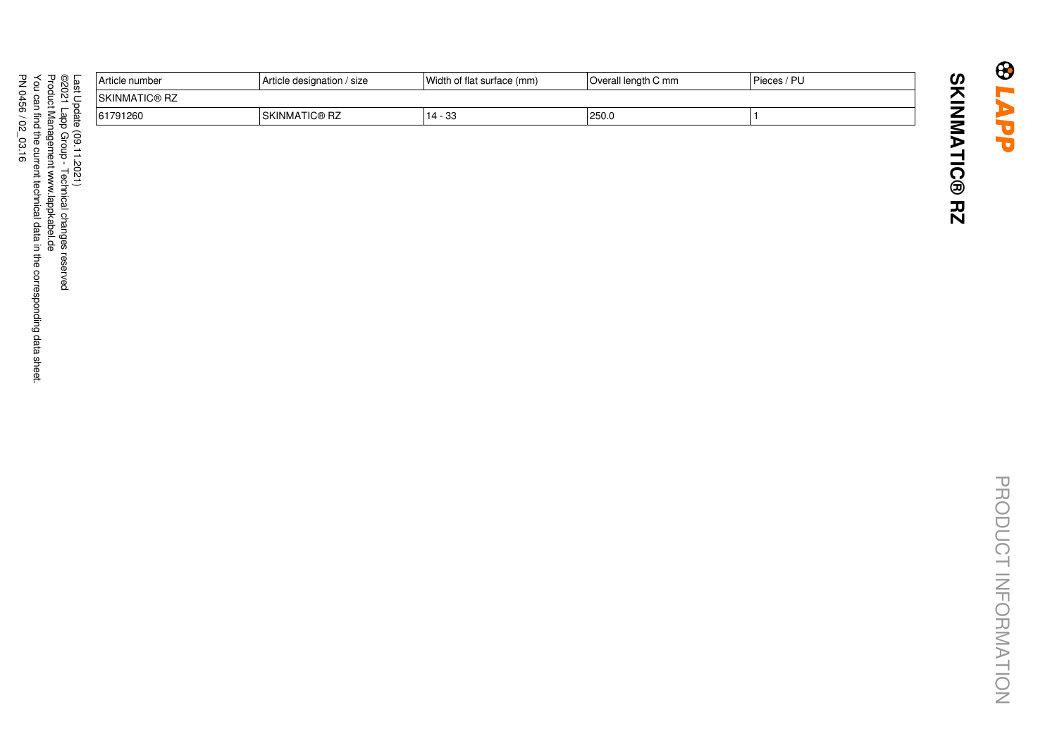# SKINMATIC® RZ

PRODUCT INFORMATION

| Article number | Article designation / size | Width of flat surface (mm) | Overall length C mm | Pieces / PU |
|---|---|---|---|---|
| SKINMATIC® RZ | | | | |
| 61791260 | SKINMATIC® RZ | 14 - 33 | 250.0 | 1 |

Last Update (09.11.2021)
©2021 Lapp Group - Technical changes reserved
Product Management www.lappkabel.de
You can find the current technical data in the corresponding data sheet.
PN 0456 / 02_03.16